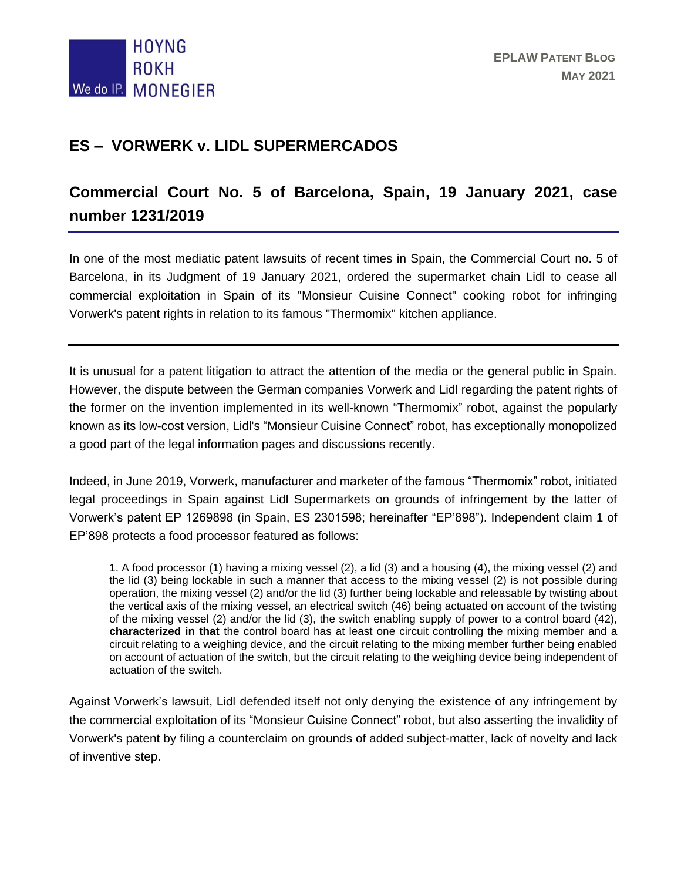# ES – VORWERK v. LIDL SUPERMERCADOS

## Commercial Court No. 5 of Barcelona, Spain, 19 January 2021, case number 1231/2019

In one of the most mediatic patent lawsuits of recent times in Spain, the Commercial Court no. 5 of Barcelona, in its Judgment of 19 January 2021, ordered the supermarket chain Lidl to cease all commercial exploitation in Spain of its "Monsieur Cuisine Connect" cooking robot for infringing Vorwerk's patent rights in relation to its famous "Thermomix" kitchen appliance.

---

It is unusual for a patent litigation to attract the attention of the media or the general public in Spain. However, the dispute between the German companies Vorwerk and Lidl regarding the patent rights of the former on the invention implemented in its well-known "Thermomix" robot, against the popularly known as its low-cost version, Lidl's "Monsieur Cuisine Connect" robot, has exceptionally monopolized a good part of the legal information pages and discussions recently.

Indeed, in June 2019, Vorwerk, manufacturer and marketer of the famous "Thermomix" robot, initiated legal proceedings in Spain against Lidl Supermarkets on grounds of infringement by the latter of Vorwerk's patent EP 1269898 (in Spain, ES 2301598; hereinafter "EP'898"). Independent claim 1 of EP'898 protects a food processor featured as follows:

> 1. A food processor (1) having a mixing vessel (2), a lid (3) and a housing (4), the mixing vessel (2) and the lid (3) being lockable in such a manner that access to the mixing vessel (2) is not possible during operation, the mixing vessel (2) and/or the lid (3) further being lockable and releasable by twisting about the vertical axis of the mixing vessel, an electrical switch (46) being actuated on account of the twisting of the mixing vessel (2) and/or the lid (3), the switch enabling supply of power to a control board (42), **characterized in that** the control board has at least one circuit controlling the mixing member and a circuit relating to a weighing device, and the circuit relating to the mixing member further being enabled on account of actuation of the switch, but the circuit relating to the weighing device being independent of actuation of the switch.

Against Vorwerk's lawsuit, Lidl defended itself not only denying the existence of any infringement by the commercial exploitation of its "Monsieur Cuisine Connect" robot, but also asserting the invalidity of Vorwerk's patent by filing a counterclaim on grounds of added subject-matter, lack of novelty and lack of inventive step.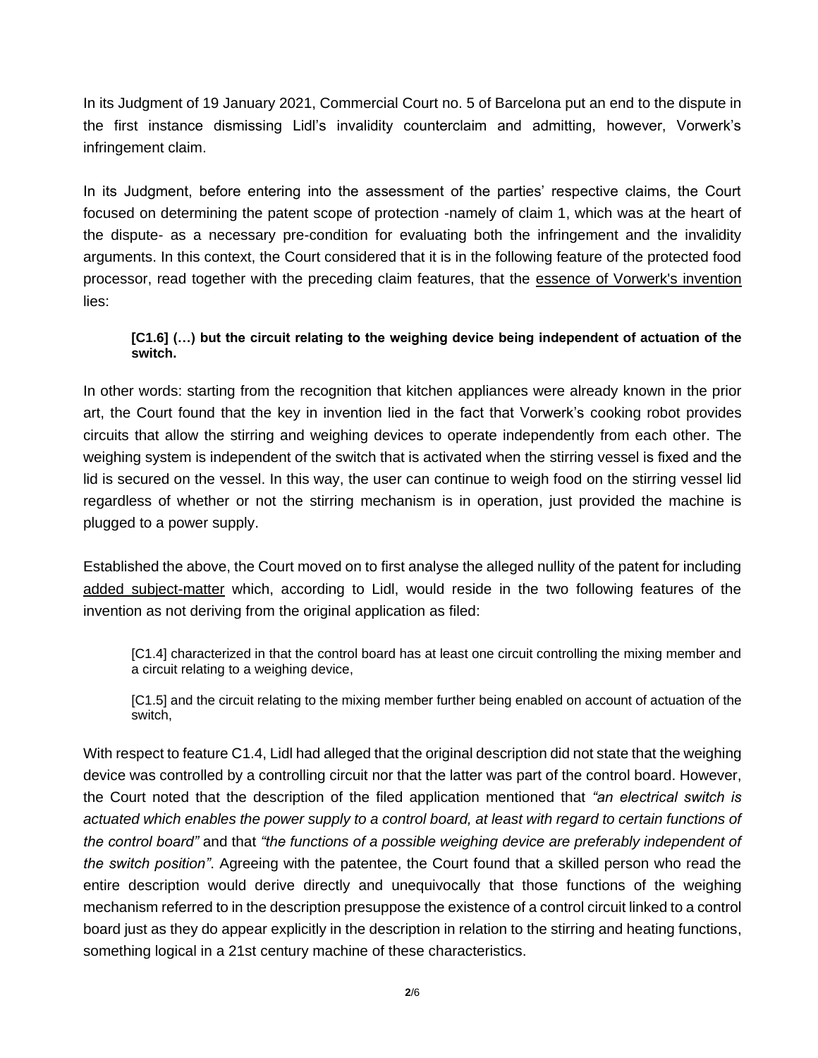In its Judgment of 19 January 2021, Commercial Court no. 5 of Barcelona put an end to the dispute in the first instance dismissing Lidl's invalidity counterclaim and admitting, however, Vorwerk's infringement claim.

In its Judgment, before entering into the assessment of the parties' respective claims, the Court focused on determining the patent scope of protection -namely of claim 1, which was at the heart of the dispute- as a necessary pre-condition for evaluating both the infringement and the invalidity arguments. In this context, the Court considered that it is in the following feature of the protected food processor, read together with the preceding claim features, that the <u>essence of Vorwerk's invention</u> lies:

> **[C1.6] (…) but the circuit relating to the weighing device being independent of actuation of the switch.**

In other words: starting from the recognition that kitchen appliances were already known in the prior art, the Court found that the key in invention lied in the fact that Vorwerk's cooking robot provides circuits that allow the stirring and weighing devices to operate independently from each other. The weighing system is independent of the switch that is activated when the stirring vessel is fixed and the lid is secured on the vessel. In this way, the user can continue to weigh food on the stirring vessel lid regardless of whether or not the stirring mechanism is in operation, just provided the machine is plugged to a power supply.

Established the above, the Court moved on to first analyse the alleged nullity of the patent for including <u>added subject-matter</u> which, according to Lidl, would reside in the two following features of the invention as not deriving from the original application as filed:

> [C1.4] characterized in that the control board has at least one circuit controlling the mixing member and a circuit relating to a weighing device,
>
> [C1.5] and the circuit relating to the mixing member further being enabled on account of actuation of the switch,

With respect to feature C1.4, Lidl had alleged that the original description did not state that the weighing device was controlled by a controlling circuit nor that the latter was part of the control board. However, the Court noted that the description of the filed application mentioned that *"an electrical switch is actuated which enables the power supply to a control board, at least with regard to certain functions of the control board"* and that *"the functions of a possible weighing device are preferably independent of the switch position"*. Agreeing with the patentee, the Court found that a skilled person who read the entire description would derive directly and unequivocally that those functions of the weighing mechanism referred to in the description presuppose the existence of a control circuit linked to a control board just as they do appear explicitly in the description in relation to the stirring and heating functions, something logical in a 21st century machine of these characteristics.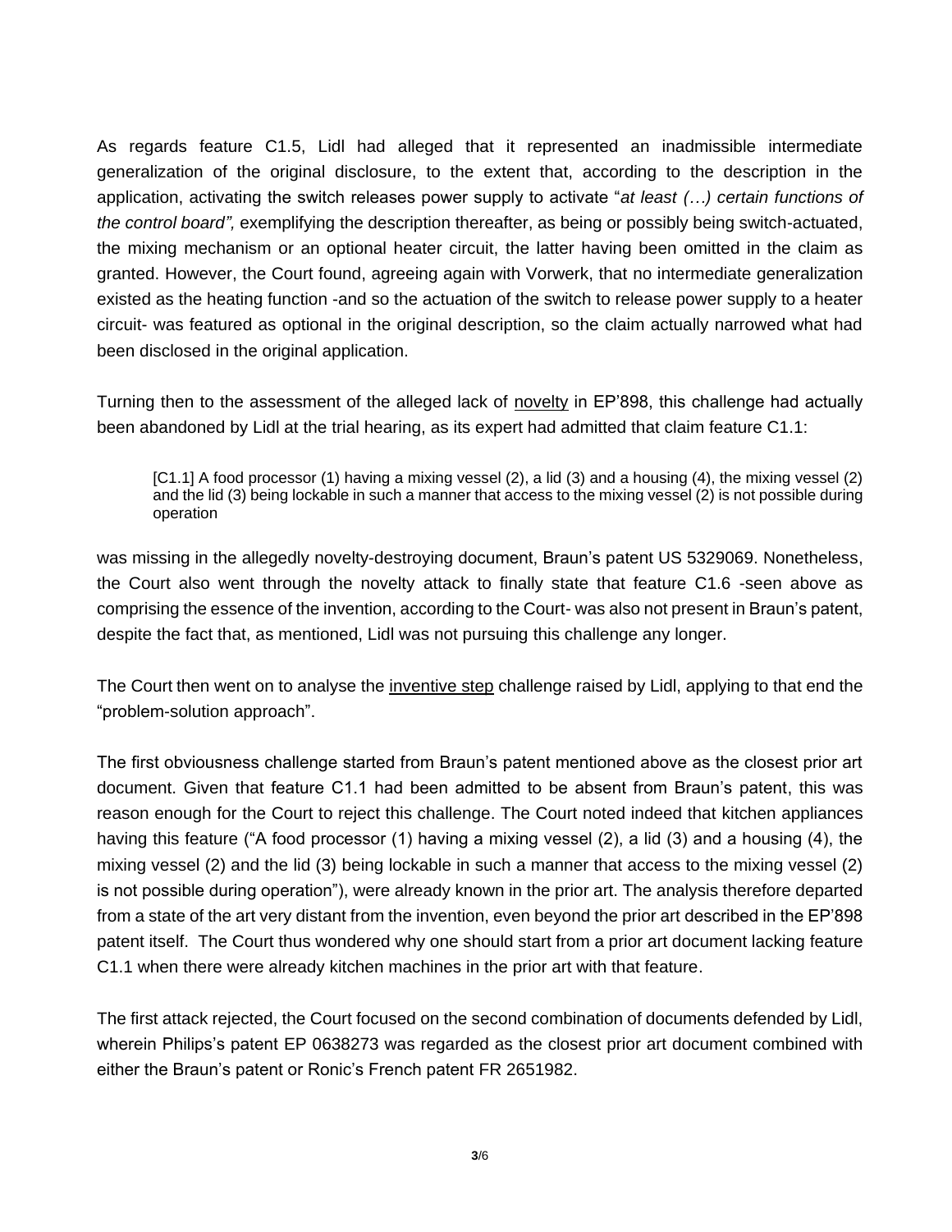As regards feature C1.5, Lidl had alleged that it represented an inadmissible intermediate generalization of the original disclosure, to the extent that, according to the description in the application, activating the switch releases power supply to activate "*at least (…) certain functions of the control board",* exemplifying the description thereafter, as being or possibly being switch-actuated, the mixing mechanism or an optional heater circuit, the latter having been omitted in the claim as granted. However, the Court found, agreeing again with Vorwerk, that no intermediate generalization existed as the heating function -and so the actuation of the switch to release power supply to a heater circuit- was featured as optional in the original description, so the claim actually narrowed what had been disclosed in the original application.

Turning then to the assessment of the alleged lack of novelty in EP'898, this challenge had actually been abandoned by Lidl at the trial hearing, as its expert had admitted that claim feature C1.1:

> [C1.1] A food processor (1) having a mixing vessel (2), a lid (3) and a housing (4), the mixing vessel (2) and the lid (3) being lockable in such a manner that access to the mixing vessel (2) is not possible during operation

was missing in the allegedly novelty-destroying document, Braun's patent US 5329069. Nonetheless, the Court also went through the novelty attack to finally state that feature C1.6 -seen above as comprising the essence of the invention, according to the Court- was also not present in Braun's patent, despite the fact that, as mentioned, Lidl was not pursuing this challenge any longer.

The Court then went on to analyse the inventive step challenge raised by Lidl, applying to that end the "problem-solution approach".

The first obviousness challenge started from Braun's patent mentioned above as the closest prior art document. Given that feature C1.1 had been admitted to be absent from Braun's patent, this was reason enough for the Court to reject this challenge. The Court noted indeed that kitchen appliances having this feature ("A food processor (1) having a mixing vessel (2), a lid (3) and a housing (4), the mixing vessel (2) and the lid (3) being lockable in such a manner that access to the mixing vessel (2) is not possible during operation"), were already known in the prior art. The analysis therefore departed from a state of the art very distant from the invention, even beyond the prior art described in the EP'898 patent itself. The Court thus wondered why one should start from a prior art document lacking feature C1.1 when there were already kitchen machines in the prior art with that feature.

The first attack rejected, the Court focused on the second combination of documents defended by Lidl, wherein Philips's patent EP 0638273 was regarded as the closest prior art document combined with either the Braun's patent or Ronic's French patent FR 2651982.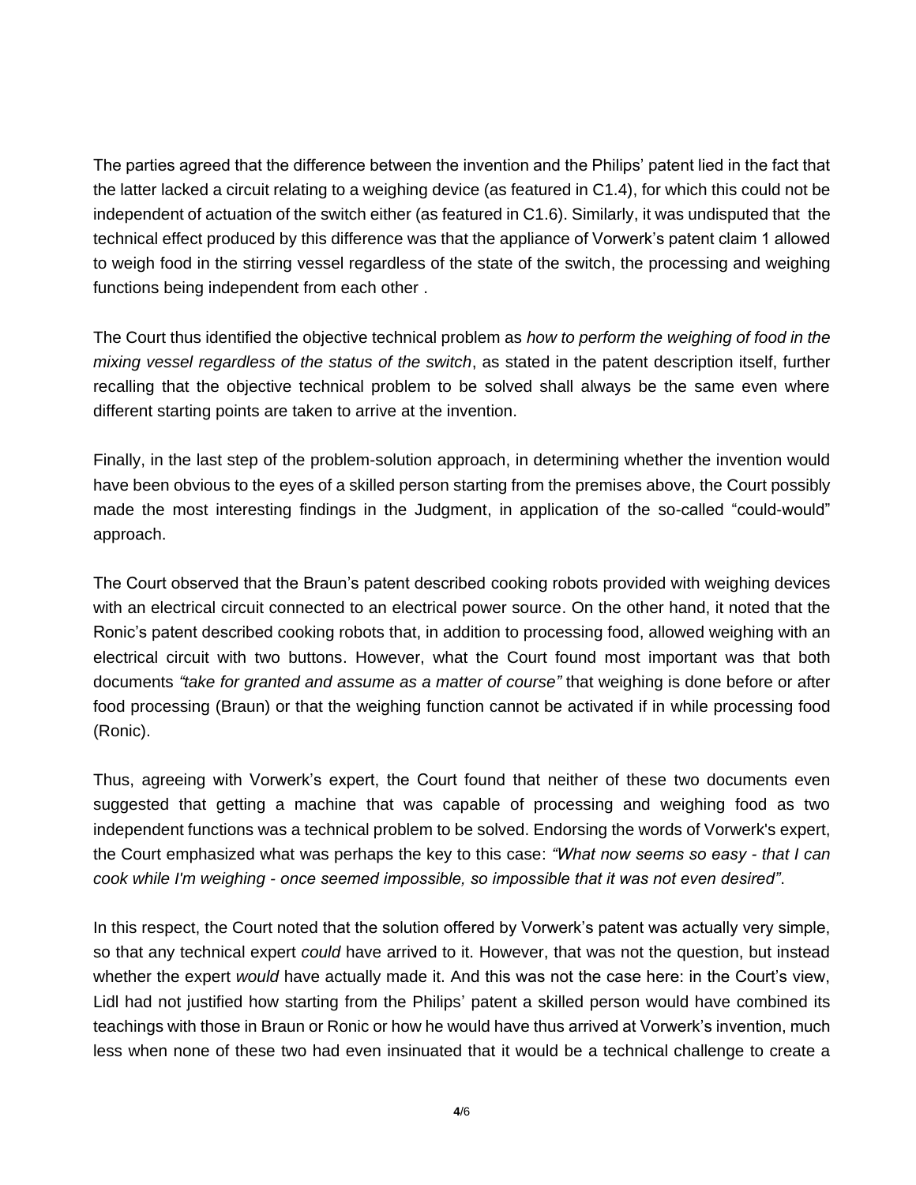The parties agreed that the difference between the invention and the Philips' patent lied in the fact that the latter lacked a circuit relating to a weighing device (as featured in C1.4), for which this could not be independent of actuation of the switch either (as featured in C1.6). Similarly, it was undisputed that the technical effect produced by this difference was that the appliance of Vorwerk's patent claim 1 allowed to weigh food in the stirring vessel regardless of the state of the switch, the processing and weighing functions being independent from each other .

The Court thus identified the objective technical problem as *how to perform the weighing of food in the mixing vessel regardless of the status of the switch*, as stated in the patent description itself, further recalling that the objective technical problem to be solved shall always be the same even where different starting points are taken to arrive at the invention.

Finally, in the last step of the problem-solution approach, in determining whether the invention would have been obvious to the eyes of a skilled person starting from the premises above, the Court possibly made the most interesting findings in the Judgment, in application of the so-called "could-would" approach.

The Court observed that the Braun's patent described cooking robots provided with weighing devices with an electrical circuit connected to an electrical power source. On the other hand, it noted that the Ronic's patent described cooking robots that, in addition to processing food, allowed weighing with an electrical circuit with two buttons. However, what the Court found most important was that both documents *"take for granted and assume as a matter of course"* that weighing is done before or after food processing (Braun) or that the weighing function cannot be activated if in while processing food (Ronic).

Thus, agreeing with Vorwerk's expert, the Court found that neither of these two documents even suggested that getting a machine that was capable of processing and weighing food as two independent functions was a technical problem to be solved. Endorsing the words of Vorwerk's expert, the Court emphasized what was perhaps the key to this case: *"What now seems so easy - that I can cook while I'm weighing - once seemed impossible, so impossible that it was not even desired"*.

In this respect, the Court noted that the solution offered by Vorwerk's patent was actually very simple, so that any technical expert *could* have arrived to it. However, that was not the question, but instead whether the expert *would* have actually made it. And this was not the case here: in the Court's view, Lidl had not justified how starting from the Philips' patent a skilled person would have combined its teachings with those in Braun or Ronic or how he would have thus arrived at Vorwerk's invention, much less when none of these two had even insinuated that it would be a technical challenge to create a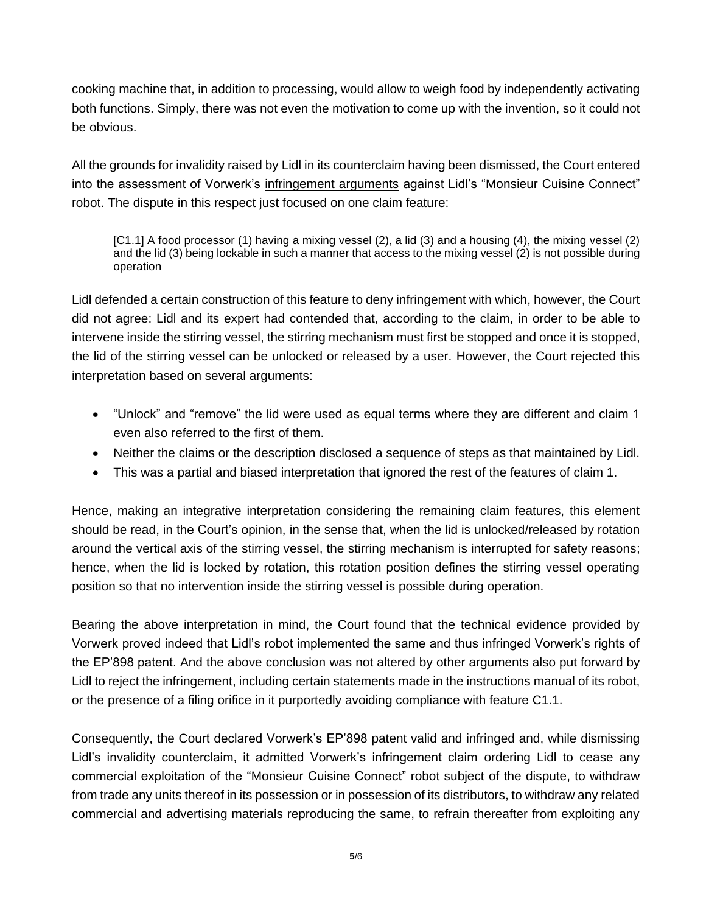cooking machine that, in addition to processing, would allow to weigh food by independently activating both functions. Simply, there was not even the motivation to come up with the invention, so it could not be obvious.

All the grounds for invalidity raised by Lidl in its counterclaim having been dismissed, the Court entered into the assessment of Vorwerk's <u>infringement arguments</u> against Lidl's "Monsieur Cuisine Connect" robot. The dispute in this respect just focused on one claim feature:

> [C1.1] A food processor (1) having a mixing vessel (2), a lid (3) and a housing (4), the mixing vessel (2) and the lid (3) being lockable in such a manner that access to the mixing vessel (2) is not possible during operation

Lidl defended a certain construction of this feature to deny infringement with which, however, the Court did not agree: Lidl and its expert had contended that, according to the claim, in order to be able to intervene inside the stirring vessel, the stirring mechanism must first be stopped and once it is stopped, the lid of the stirring vessel can be unlocked or released by a user. However, the Court rejected this interpretation based on several arguments:

- "Unlock" and "remove" the lid were used as equal terms where they are different and claim 1 even also referred to the first of them.
- Neither the claims or the description disclosed a sequence of steps as that maintained by Lidl.
- This was a partial and biased interpretation that ignored the rest of the features of claim 1.

Hence, making an integrative interpretation considering the remaining claim features, this element should be read, in the Court's opinion, in the sense that, when the lid is unlocked/released by rotation around the vertical axis of the stirring vessel, the stirring mechanism is interrupted for safety reasons; hence, when the lid is locked by rotation, this rotation position defines the stirring vessel operating position so that no intervention inside the stirring vessel is possible during operation.

Bearing the above interpretation in mind, the Court found that the technical evidence provided by Vorwerk proved indeed that Lidl's robot implemented the same and thus infringed Vorwerk's rights of the EP'898 patent. And the above conclusion was not altered by other arguments also put forward by Lidl to reject the infringement, including certain statements made in the instructions manual of its robot, or the presence of a filing orifice in it purportedly avoiding compliance with feature C1.1.

Consequently, the Court declared Vorwerk's EP'898 patent valid and infringed and, while dismissing Lidl's invalidity counterclaim, it admitted Vorwerk's infringement claim ordering Lidl to cease any commercial exploitation of the "Monsieur Cuisine Connect" robot subject of the dispute, to withdraw from trade any units thereof in its possession or in possession of its distributors, to withdraw any related commercial and advertising materials reproducing the same, to refrain thereafter from exploiting any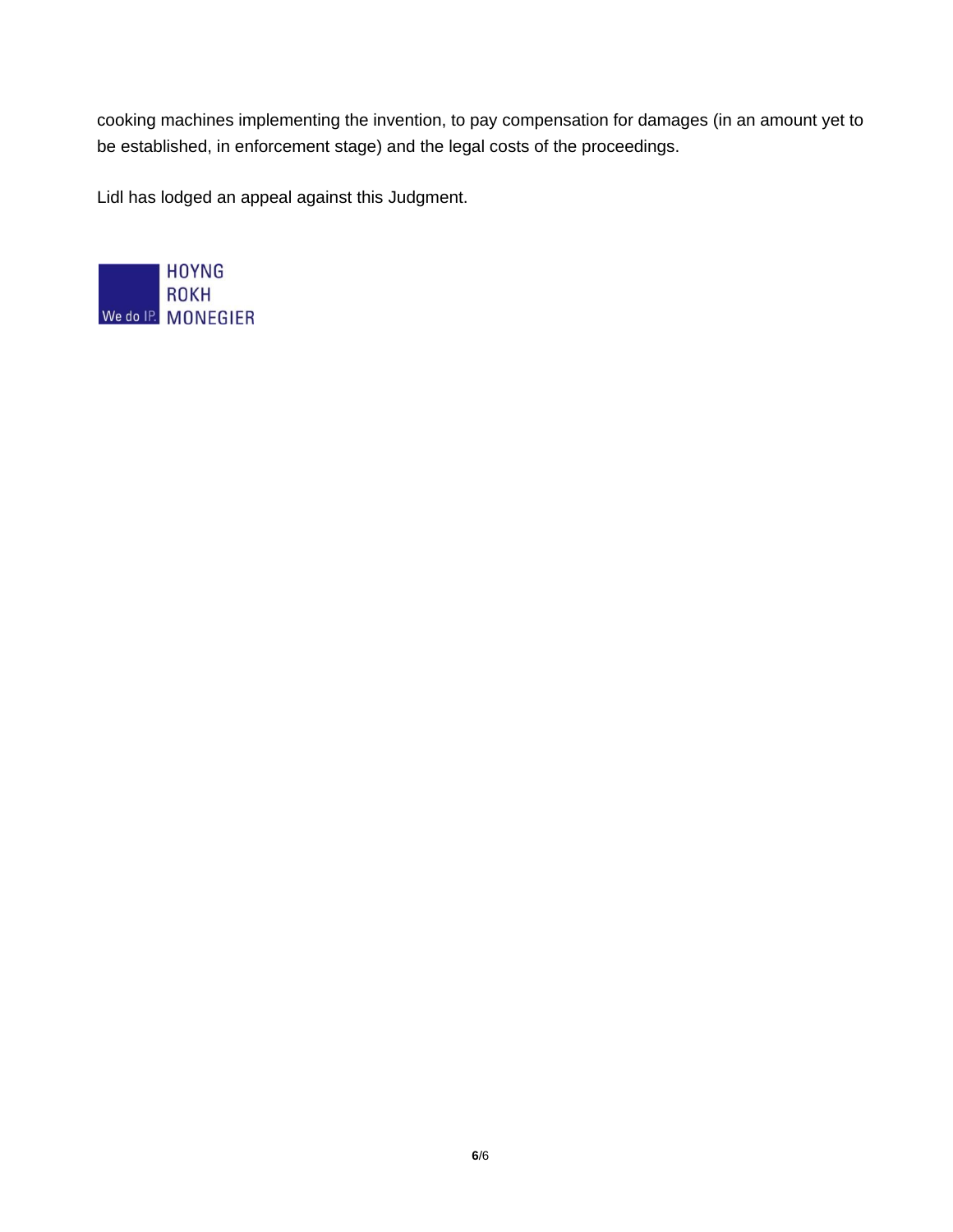cooking machines implementing the invention, to pay compensation for damages (in an amount yet to be established, in enforcement stage) and the legal costs of the proceedings.

Lidl has lodged an appeal against this Judgment.

HOYNG
ROKH
We do IP. MONEGIER